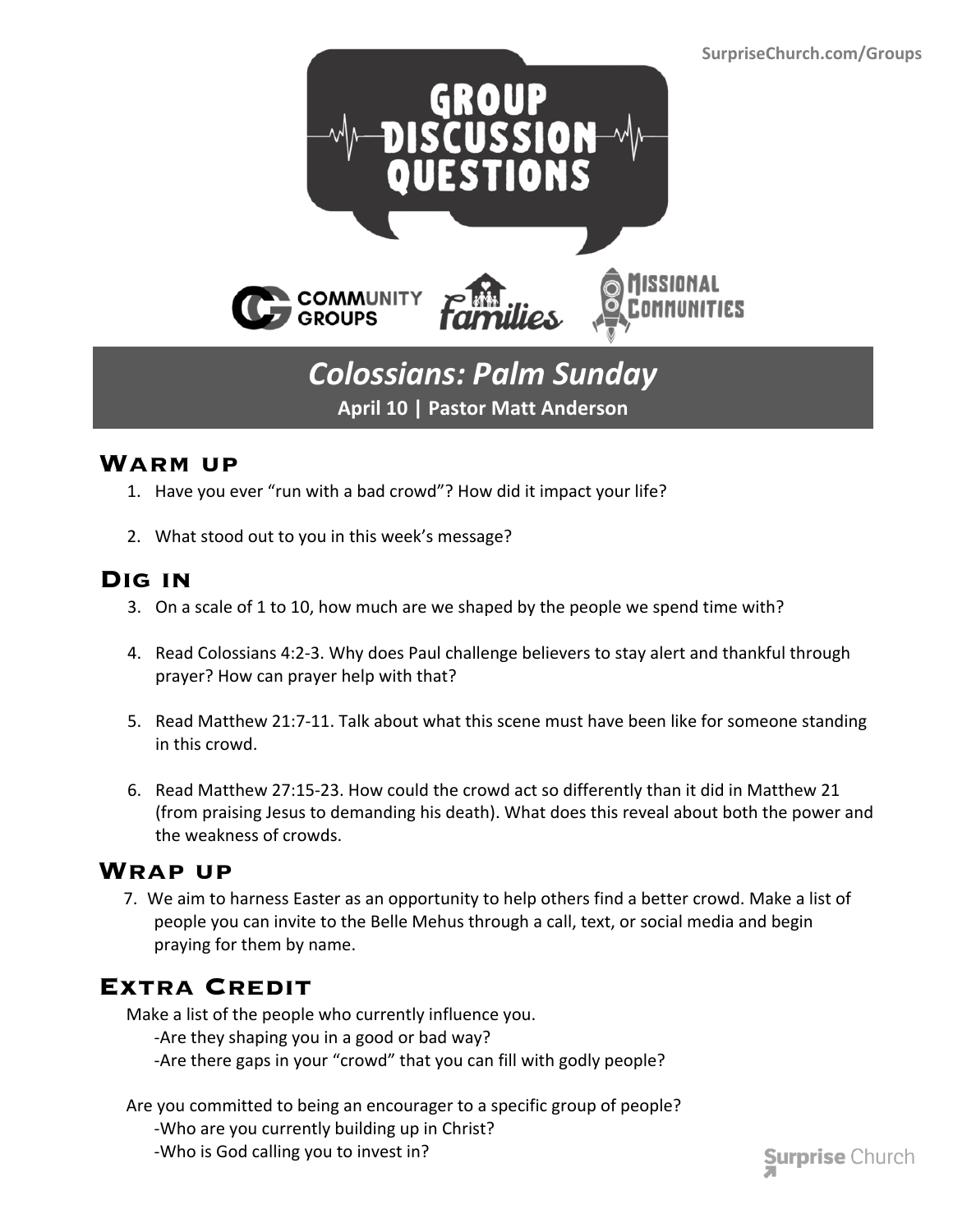SurpriseChurch.com/Groups

# GROUP DISCUSSION QUESTIONS

COMMUNITY GROUPS | families | MISSIONAL COMMUNITIES

## *Colossians: Palm Sunday*

**April 10 | Pastor Matt Anderson**

### Warm up

1. Have you ever "run with a bad crowd"? How did it impact your life?

2. What stood out to you in this week's message?

### Dig in

3. On a scale of 1 to 10, how much are we shaped by the people we spend time with?

4. Read Colossians 4:2-3. Why does Paul challenge believers to stay alert and thankful through prayer? How can prayer help with that?

5. Read Matthew 21:7-11. Talk about what this scene must have been like for someone standing in this crowd.

6. Read Matthew 27:15-23. How could the crowd act so differently than it did in Matthew 21 (from praising Jesus to demanding his death). What does this reveal about both the power and the weakness of crowds.

### Wrap up

7. We aim to harness Easter as an opportunity to help others find a better crowd. Make a list of people you can invite to the Belle Mehus through a call, text, or social media and begin praying for them by name.

### Extra Credit

Make a list of the people who currently influence you.
- Are they shaping you in a good or bad way?
- Are there gaps in your "crowd" that you can fill with godly people?

Are you committed to being an encourager to a specific group of people?
- Who are you currently building up in Christ?
- Who is God calling you to invest in?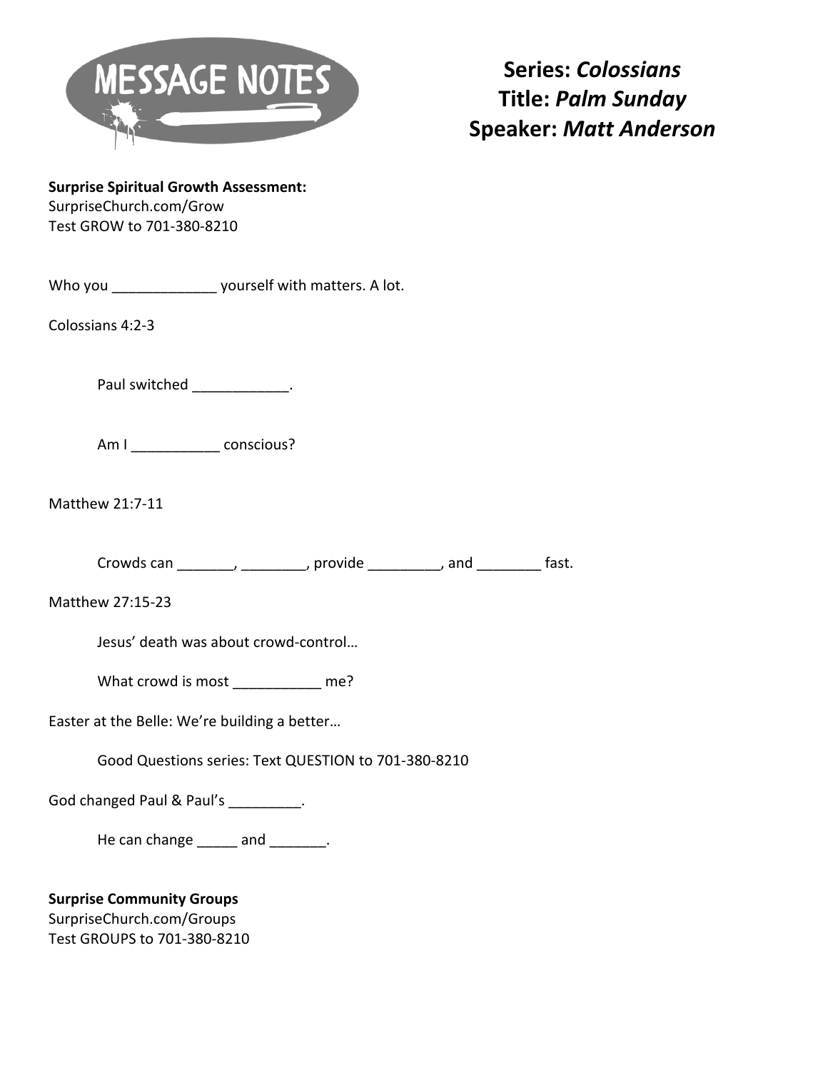MESSAGE NOTES

**Series:** ***Colossians***
**Title:** ***Palm Sunday***
**Speaker:** ***Matt Anderson***

**Surprise Spiritual Growth Assessment:**
SurpriseChurch.com/Grow
Test GROW to 701-380-8210

Who you _____________ yourself with matters. A lot.

Colossians 4:2-3

Paul switched ____________.

Am I ___________ conscious?

Matthew 21:7-11

Crowds can _______, ________, provide _________, and ________ fast.

Matthew 27:15-23

Jesus' death was about crowd-control…

What crowd is most ___________ me?

Easter at the Belle: We're building a better…

Good Questions series: Text QUESTION to 701-380-8210

God changed Paul & Paul's _________.

He can change _____ and _______.

**Surprise Community Groups**
SurpriseChurch.com/Groups
Test GROUPS to 701-380-8210